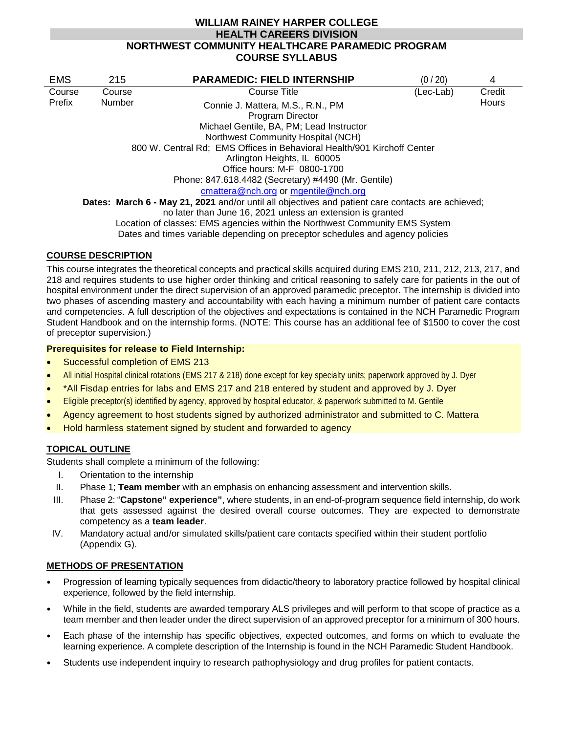# WILLIAM RAINEY HARPER COLLEGE
## HEALTH CAREERS DIVISION
## NORTHWEST COMMUNITY HEALTHCARE PARAMEDIC PROGRAM
## COURSE SYLLABUS

| EMS | 215 | PARAMEDIC: FIELD INTERNSHIP | (0 / 20) | 4 |
|---|---|---|---|---|
| Course Prefix | Course Number | Course Title | (Lec-Lab) | Credit Hours |

Connie J. Mattera, M.S., R.N., PM
Program Director
Michael Gentile, BA, PM; Lead Instructor
Northwest Community Hospital (NCH)
800 W. Central Rd; EMS Offices in Behavioral Health/901 Kirchoff Center
Arlington Heights, IL 60005
Office hours: M-F 0800-1700
Phone: 847.618.4482 (Secretary) #4490 (Mr. Gentile)
cmattera@nch.org or mgentile@nch.org

**Dates: March 6 - May 21, 2021** and/or until all objectives and patient care contacts are achieved; no later than June 16, 2021 unless an extension is granted
Location of classes: EMS agencies within the Northwest Community EMS System
Dates and times variable depending on preceptor schedules and agency policies

## COURSE DESCRIPTION

This course integrates the theoretical concepts and practical skills acquired during EMS 210, 211, 212, 213, 217, and 218 and requires students to use higher order thinking and critical reasoning to safely care for patients in the out of hospital environment under the direct supervision of an approved paramedic preceptor. The internship is divided into two phases of ascending mastery and accountability with each having a minimum number of patient care contacts and competencies. A full description of the objectives and expectations is contained in the NCH Paramedic Program Student Handbook and on the internship forms. (NOTE: This course has an additional fee of $1500 to cover the cost of preceptor supervision.)

**Prerequisites for release to Field Internship:**

- Successful completion of EMS 213
- All initial Hospital clinical rotations (EMS 217 & 218) done except for key specialty units; paperwork approved by J. Dyer
- *All Fisdap entries for labs and EMS 217 and 218 entered by student and approved by J. Dyer
- Eligible preceptor(s) identified by agency, approved by hospital educator, & paperwork submitted to M. Gentile
- Agency agreement to host students signed by authorized administrator and submitted to C. Mattera
- Hold harmless statement signed by student and forwarded to agency

## TOPICAL OUTLINE

Students shall complete a minimum of the following:

I. Orientation to the internship
II. Phase 1; **Team member** with an emphasis on enhancing assessment and intervention skills.
III. Phase 2: "**Capstone" experience"**, where students, in an end-of-program sequence field internship, do work that gets assessed against the desired overall course outcomes. They are expected to demonstrate competency as a **team leader**.
IV. Mandatory actual and/or simulated skills/patient care contacts specified within their student portfolio (Appendix G).

## METHODS OF PRESENTATION

- Progression of learning typically sequences from didactic/theory to laboratory practice followed by hospital clinical experience, followed by the field internship.
- While in the field, students are awarded temporary ALS privileges and will perform to that scope of practice as a team member and then leader under the direct supervision of an approved preceptor for a minimum of 300 hours.
- Each phase of the internship has specific objectives, expected outcomes, and forms on which to evaluate the learning experience. A complete description of the Internship is found in the NCH Paramedic Student Handbook.
- Students use independent inquiry to research pathophysiology and drug profiles for patient contacts.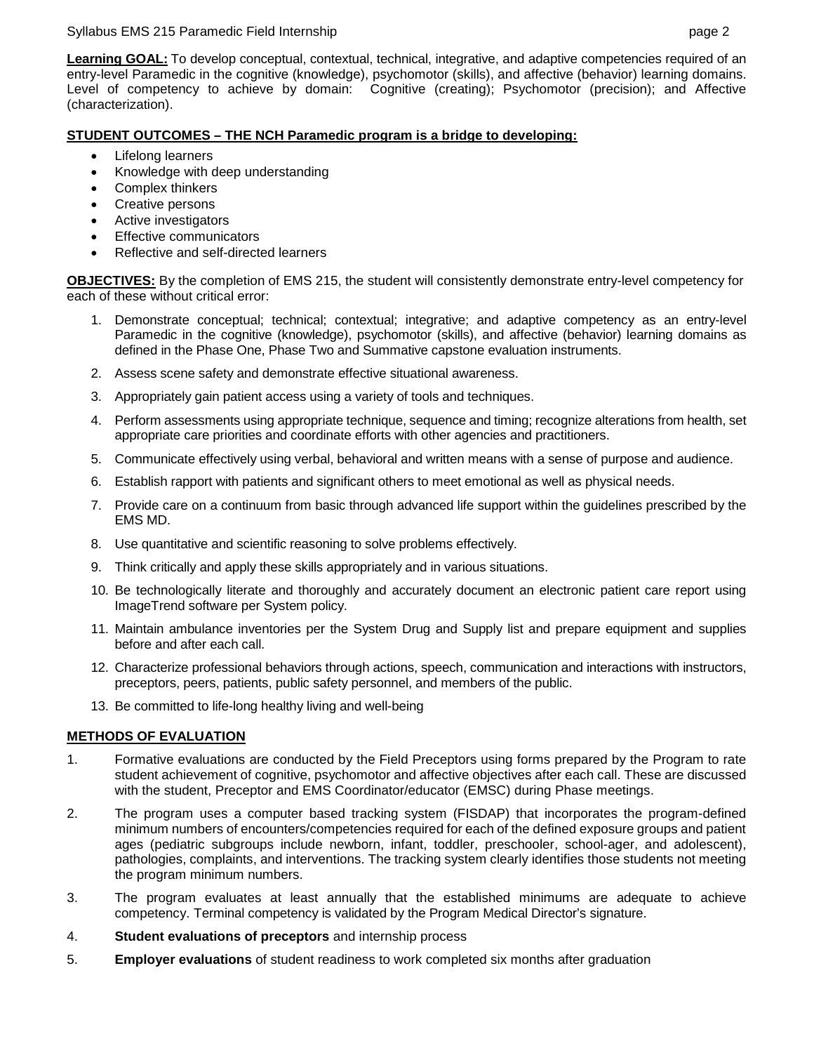**Learning GOAL:** To develop conceptual, contextual, technical, integrative, and adaptive competencies required of an entry-level Paramedic in the cognitive (knowledge), psychomotor (skills), and affective (behavior) learning domains. Level of competency to achieve by domain: Cognitive (creating); Psychomotor (precision); and Affective (characterization).

**STUDENT OUTCOMES – THE NCH Paramedic program is a bridge to developing:**

- Lifelong learners
- Knowledge with deep understanding
- Complex thinkers
- Creative persons
- Active investigators
- Effective communicators
- Reflective and self-directed learners

**OBJECTIVES:** By the completion of EMS 215, the student will consistently demonstrate entry-level competency for each of these without critical error:

1. Demonstrate conceptual; technical; contextual; integrative; and adaptive competency as an entry-level Paramedic in the cognitive (knowledge), psychomotor (skills), and affective (behavior) learning domains as defined in the Phase One, Phase Two and Summative capstone evaluation instruments.
2. Assess scene safety and demonstrate effective situational awareness.
3. Appropriately gain patient access using a variety of tools and techniques.
4. Perform assessments using appropriate technique, sequence and timing; recognize alterations from health, set appropriate care priorities and coordinate efforts with other agencies and practitioners.
5. Communicate effectively using verbal, behavioral and written means with a sense of purpose and audience.
6. Establish rapport with patients and significant others to meet emotional as well as physical needs.
7. Provide care on a continuum from basic through advanced life support within the guidelines prescribed by the EMS MD.
8. Use quantitative and scientific reasoning to solve problems effectively.
9. Think critically and apply these skills appropriately and in various situations.
10. Be technologically literate and thoroughly and accurately document an electronic patient care report using ImageTrend software per System policy.
11. Maintain ambulance inventories per the System Drug and Supply list and prepare equipment and supplies before and after each call.
12. Characterize professional behaviors through actions, speech, communication and interactions with instructors, preceptors, peers, patients, public safety personnel, and members of the public.
13. Be committed to life-long healthy living and well-being

**METHODS OF EVALUATION**

1. Formative evaluations are conducted by the Field Preceptors using forms prepared by the Program to rate student achievement of cognitive, psychomotor and affective objectives after each call. These are discussed with the student, Preceptor and EMS Coordinator/educator (EMSC) during Phase meetings.
2. The program uses a computer based tracking system (FISDAP) that incorporates the program-defined minimum numbers of encounters/competencies required for each of the defined exposure groups and patient ages (pediatric subgroups include newborn, infant, toddler, preschooler, school-ager, and adolescent), pathologies, complaints, and interventions. The tracking system clearly identifies those students not meeting the program minimum numbers.
3. The program evaluates at least annually that the established minimums are adequate to achieve competency. Terminal competency is validated by the Program Medical Director's signature.
4. **Student evaluations of preceptors** and internship process
5. **Employer evaluations** of student readiness to work completed six months after graduation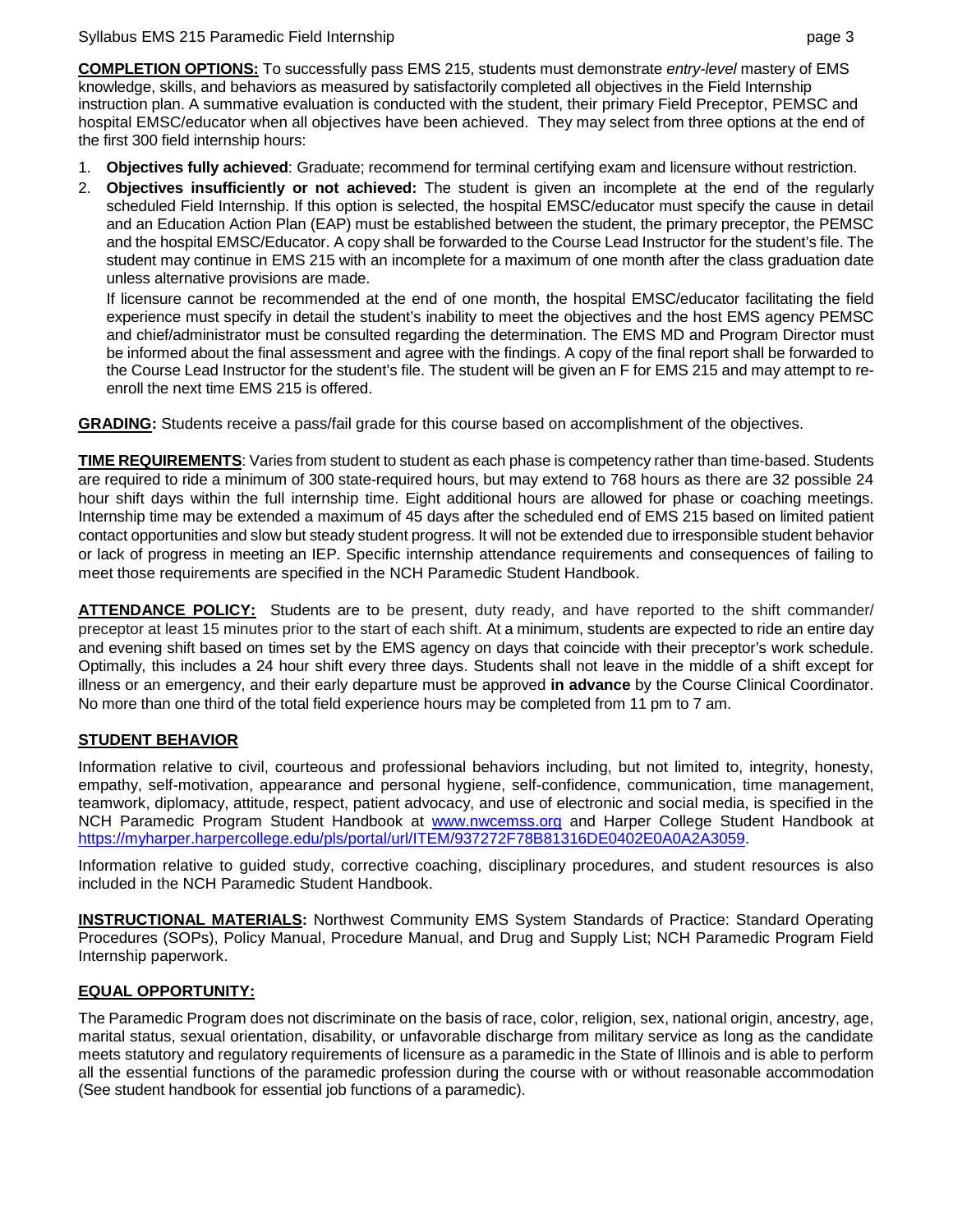**COMPLETION OPTIONS:** To successfully pass EMS 215, students must demonstrate *entry-level* mastery of EMS knowledge, skills, and behaviors as measured by satisfactorily completed all objectives in the Field Internship instruction plan. A summative evaluation is conducted with the student, their primary Field Preceptor, PEMSC and hospital EMSC/educator when all objectives have been achieved. They may select from three options at the end of the first 300 field internship hours:

1. **Objectives fully achieved**: Graduate; recommend for terminal certifying exam and licensure without restriction.
2. **Objectives insufficiently or not achieved:** The student is given an incomplete at the end of the regularly scheduled Field Internship. If this option is selected, the hospital EMSC/educator must specify the cause in detail and an Education Action Plan (EAP) must be established between the student, the primary preceptor, the PEMSC and the hospital EMSC/Educator. A copy shall be forwarded to the Course Lead Instructor for the student's file. The student may continue in EMS 215 with an incomplete for a maximum of one month after the class graduation date unless alternative provisions are made.

   If licensure cannot be recommended at the end of one month, the hospital EMSC/educator facilitating the field experience must specify in detail the student's inability to meet the objectives and the host EMS agency PEMSC and chief/administrator must be consulted regarding the determination. The EMS MD and Program Director must be informed about the final assessment and agree with the findings. A copy of the final report shall be forwarded to the Course Lead Instructor for the student's file. The student will be given an F for EMS 215 and may attempt to re-enroll the next time EMS 215 is offered.

**GRADING:** Students receive a pass/fail grade for this course based on accomplishment of the objectives.

**TIME REQUIREMENTS**: Varies from student to student as each phase is competency rather than time-based. Students are required to ride a minimum of 300 state-required hours, but may extend to 768 hours as there are 32 possible 24 hour shift days within the full internship time. Eight additional hours are allowed for phase or coaching meetings. Internship time may be extended a maximum of 45 days after the scheduled end of EMS 215 based on limited patient contact opportunities and slow but steady student progress. It will not be extended due to irresponsible student behavior or lack of progress in meeting an IEP. Specific internship attendance requirements and consequences of failing to meet those requirements are specified in the NCH Paramedic Student Handbook.

**ATTENDANCE POLICY:** Students are to be present, duty ready, and have reported to the shift commander/ preceptor at least 15 minutes prior to the start of each shift. At a minimum, students are expected to ride an entire day and evening shift based on times set by the EMS agency on days that coincide with their preceptor's work schedule. Optimally, this includes a 24 hour shift every three days. Students shall not leave in the middle of a shift except for illness or an emergency, and their early departure must be approved **in advance** by the Course Clinical Coordinator. No more than one third of the total field experience hours may be completed from 11 pm to 7 am.

## STUDENT BEHAVIOR

Information relative to civil, courteous and professional behaviors including, but not limited to, integrity, honesty, empathy, self-motivation, appearance and personal hygiene, self-confidence, communication, time management, teamwork, diplomacy, attitude, respect, patient advocacy, and use of electronic and social media, is specified in the NCH Paramedic Program Student Handbook at [www.nwcemss.org](http://www.nwcemss.org) and Harper College Student Handbook at [https://myharper.harpercollege.edu/pls/portal/url/ITEM/937272F78B81316DE0402E0A0A2A3059](https://myharper.harpercollege.edu/pls/portal/url/ITEM/937272F78B81316DE0402E0A0A2A3059).

Information relative to guided study, corrective coaching, disciplinary procedures, and student resources is also included in the NCH Paramedic Student Handbook.

**INSTRUCTIONAL MATERIALS:** Northwest Community EMS System Standards of Practice: Standard Operating Procedures (SOPs), Policy Manual, Procedure Manual, and Drug and Supply List; NCH Paramedic Program Field Internship paperwork.

## EQUAL OPPORTUNITY:

The Paramedic Program does not discriminate on the basis of race, color, religion, sex, national origin, ancestry, age, marital status, sexual orientation, disability, or unfavorable discharge from military service as long as the candidate meets statutory and regulatory requirements of licensure as a paramedic in the State of Illinois and is able to perform all the essential functions of the paramedic profession during the course with or without reasonable accommodation (See student handbook for essential job functions of a paramedic).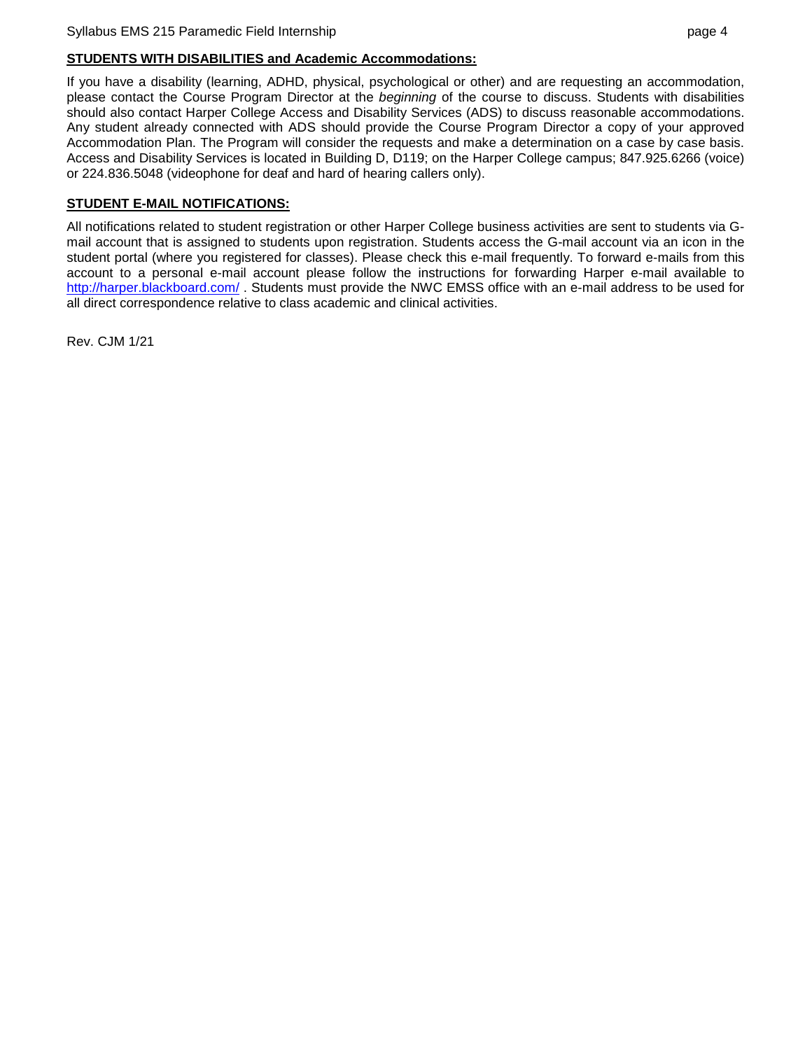## STUDENTS WITH DISABILITIES and Academic Accommodations:

If you have a disability (learning, ADHD, physical, psychological or other) and are requesting an accommodation, please contact the Course Program Director at the *beginning* of the course to discuss. Students with disabilities should also contact Harper College Access and Disability Services (ADS) to discuss reasonable accommodations. Any student already connected with ADS should provide the Course Program Director a copy of your approved Accommodation Plan. The Program will consider the requests and make a determination on a case by case basis. Access and Disability Services is located in Building D, D119; on the Harper College campus; 847.925.6266 (voice) or 224.836.5048 (videophone for deaf and hard of hearing callers only).

## STUDENT E-MAIL NOTIFICATIONS:

All notifications related to student registration or other Harper College business activities are sent to students via G-mail account that is assigned to students upon registration. Students access the G-mail account via an icon in the student portal (where you registered for classes). Please check this e-mail frequently. To forward e-mails from this account to a personal e-mail account please follow the instructions for forwarding Harper e-mail available to [http://harper.blackboard.com/](http://harper.blackboard.com/) . Students must provide the NWC EMSS office with an e-mail address to be used for all direct correspondence relative to class academic and clinical activities.

Rev. CJM 1/21